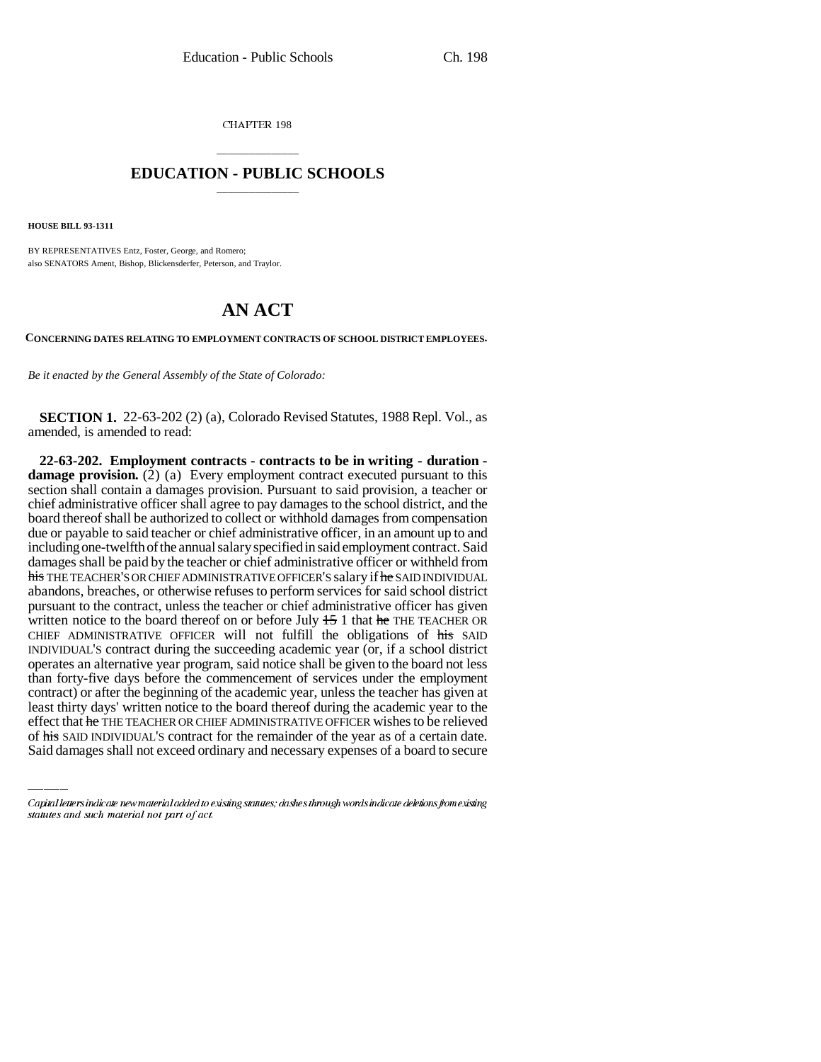CHAPTER 198

## EDUCATION - PUBLIC SCHOOLS

**HOUSE BILL 93-1311**

BY REPRESENTATIVES Entz, Foster, George, and Romero;
also SENATORS Ament, Bishop, Blickensderfer, Peterson, and Traylor.

# AN ACT

**CONCERNING DATES RELATING TO EMPLOYMENT CONTRACTS OF SCHOOL DISTRICT EMPLOYEES.**

*Be it enacted by the General Assembly of the State of Colorado:*

**SECTION 1.** 22-63-202 (2) (a), Colorado Revised Statutes, 1988 Repl. Vol., as amended, is amended to read:

**22-63-202. Employment contracts - contracts to be in writing - duration - damage provision.** (2) (a) Every employment contract executed pursuant to this section shall contain a damages provision. Pursuant to said provision, a teacher or chief administrative officer shall agree to pay damages to the school district, and the board thereof shall be authorized to collect or withhold damages from compensation due or payable to said teacher or chief administrative officer, in an amount up to and including one-twelfth of the annual salary specified in said employment contract. Said damages shall be paid by the teacher or chief administrative officer or withheld from ~~his~~ THE TEACHER'S OR CHIEF ADMINISTRATIVE OFFICER'S salary if ~~he~~ SAID INDIVIDUAL abandons, breaches, or otherwise refuses to perform services for said school district pursuant to the contract, unless the teacher or chief administrative officer has given written notice to the board thereof on or before July ~~15~~ 1 that ~~he~~ THE TEACHER OR CHIEF ADMINISTRATIVE OFFICER will not fulfill the obligations of ~~his~~ SAID INDIVIDUAL'S contract during the succeeding academic year (or, if a school district operates an alternative year program, said notice shall be given to the board not less than forty-five days before the commencement of services under the employment contract) or after the beginning of the academic year, unless the teacher has given at least thirty days' written notice to the board thereof during the academic year to the effect that ~~he~~ THE TEACHER OR CHIEF ADMINISTRATIVE OFFICER wishes to be relieved of ~~his~~ SAID INDIVIDUAL'S contract for the remainder of the year as of a certain date. Said damages shall not exceed ordinary and necessary expenses of a board to secure

*Capital letters indicate new material added to existing statutes; dashes through words indicate deletions from existing statutes and such material not part of act.*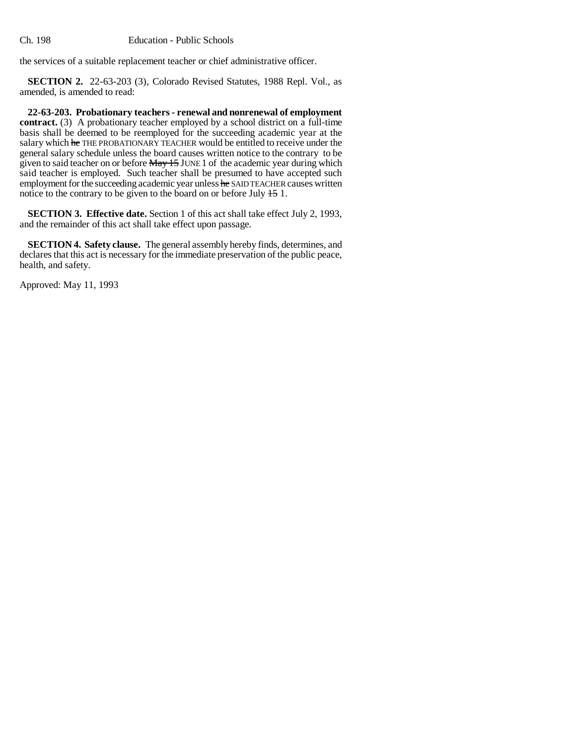the services of a suitable replacement teacher or chief administrative officer.

**SECTION 2.** 22-63-203 (3), Colorado Revised Statutes, 1988 Repl. Vol., as amended, is amended to read:

**22-63-203. Probationary teachers - renewal and nonrenewal of employment contract.** (3) A probationary teacher employed by a school district on a full-time basis shall be deemed to be reemployed for the succeeding academic year at the salary which ~~he~~ THE PROBATIONARY TEACHER would be entitled to receive under the general salary schedule unless the board causes written notice to the contrary to be given to said teacher on or before ~~May 15~~ JUNE 1 of the academic year during which said teacher is employed. Such teacher shall be presumed to have accepted such employment for the succeeding academic year unless ~~he~~ SAID TEACHER causes written notice to the contrary to be given to the board on or before July ~~15~~ 1.

**SECTION 3. Effective date.** Section 1 of this act shall take effect July 2, 1993, and the remainder of this act shall take effect upon passage.

**SECTION 4. Safety clause.** The general assembly hereby finds, determines, and declares that this act is necessary for the immediate preservation of the public peace, health, and safety.

Approved: May 11, 1993